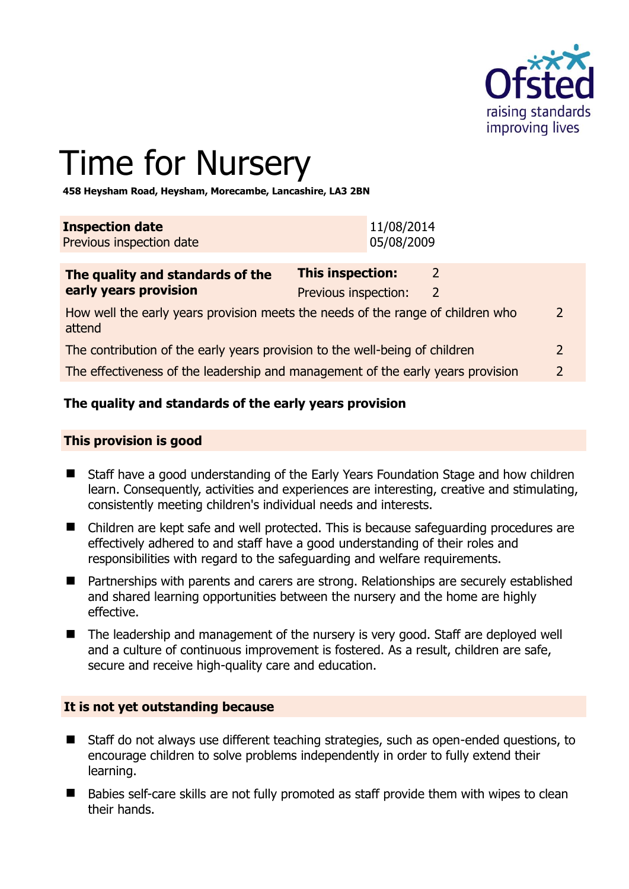# Time for Nursery

**458 Heysham Road, Heysham, Morecambe, Lancashire, LA3 2BN**

| **Inspection date** | 11/08/2014 |
|---|---|
| Previous inspection date | 05/08/2009 |

| **The quality and standards of the early years provision** | **This inspection:** | 2 |
|---|---|---|
| | Previous inspection: | 2 |
| How well the early years provision meets the needs of the range of children who attend | | 2 |
| The contribution of the early years provision to the well-being of children | | 2 |
| The effectiveness of the leadership and management of the early years provision | | 2 |

### The quality and standards of the early years provision

**This provision is good**

- Staff have a good understanding of the Early Years Foundation Stage and how children learn. Consequently, activities and experiences are interesting, creative and stimulating, consistently meeting children's individual needs and interests.
- Children are kept safe and well protected. This is because safeguarding procedures are effectively adhered to and staff have a good understanding of their roles and responsibilities with regard to the safeguarding and welfare requirements.
- Partnerships with parents and carers are strong. Relationships are securely established and shared learning opportunities between the nursery and the home are highly effective.
- The leadership and management of the nursery is very good. Staff are deployed well and a culture of continuous improvement is fostered. As a result, children are safe, secure and receive high-quality care and education.

**It is not yet outstanding because**

- Staff do not always use different teaching strategies, such as open-ended questions, to encourage children to solve problems independently in order to fully extend their learning.
- Babies self-care skills are not fully promoted as staff provide them with wipes to clean their hands.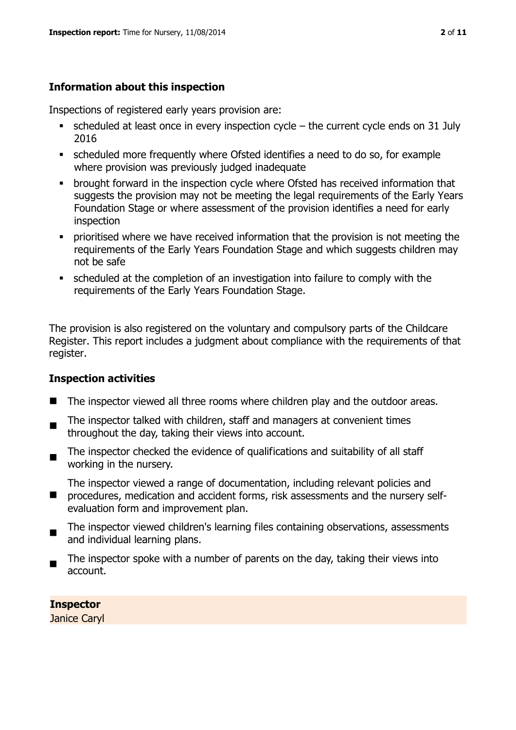### Information about this inspection

Inspections of registered early years provision are:

- scheduled at least once in every inspection cycle – the current cycle ends on 31 July 2016
- scheduled more frequently where Ofsted identifies a need to do so, for example where provision was previously judged inadequate
- brought forward in the inspection cycle where Ofsted has received information that suggests the provision may not be meeting the legal requirements of the Early Years Foundation Stage or where assessment of the provision identifies a need for early inspection
- prioritised where we have received information that the provision is not meeting the requirements of the Early Years Foundation Stage and which suggests children may not be safe
- scheduled at the completion of an investigation into failure to comply with the requirements of the Early Years Foundation Stage.

The provision is also registered on the voluntary and compulsory parts of the Childcare Register. This report includes a judgment about compliance with the requirements of that register.

### Inspection activities

- The inspector viewed all three rooms where children play and the outdoor areas.
- The inspector talked with children, staff and managers at convenient times throughout the day, taking their views into account.
- The inspector checked the evidence of qualifications and suitability of all staff working in the nursery.
- The inspector viewed a range of documentation, including relevant policies and procedures, medication and accident forms, risk assessments and the nursery self-evaluation form and improvement plan.
- The inspector viewed children's learning files containing observations, assessments and individual learning plans.
- The inspector spoke with a number of parents on the day, taking their views into account.

**Inspector**
Janice Caryl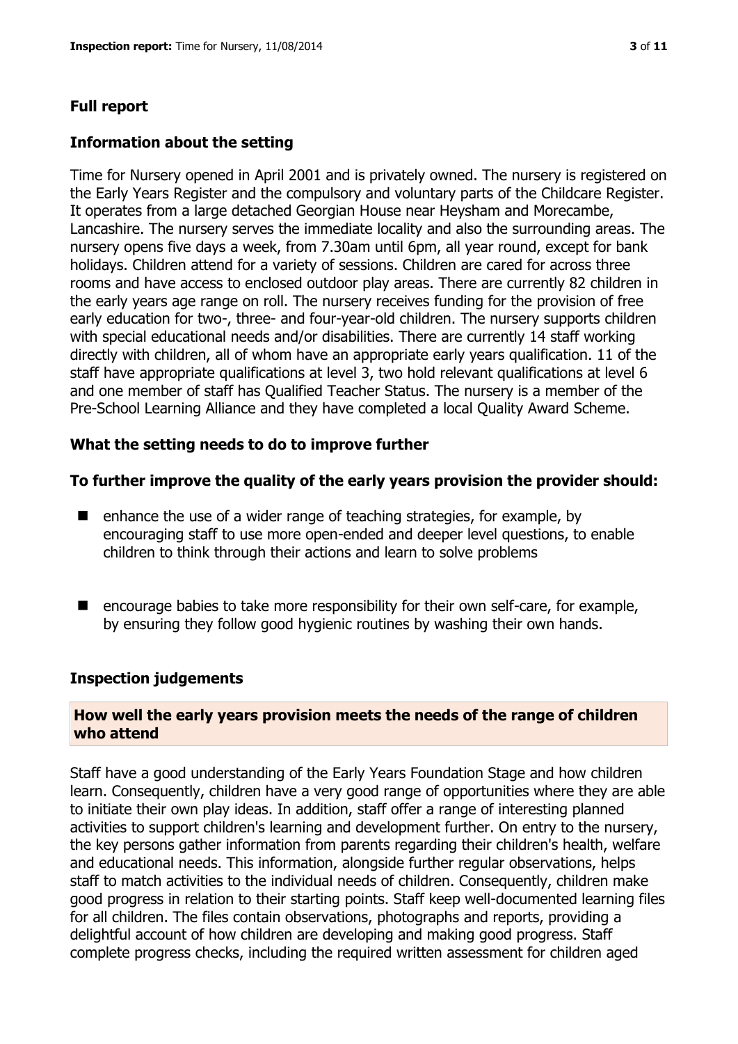## Full report

### Information about the setting

Time for Nursery opened in April 2001 and is privately owned. The nursery is registered on the Early Years Register and the compulsory and voluntary parts of the Childcare Register. It operates from a large detached Georgian House near Heysham and Morecambe, Lancashire. The nursery serves the immediate locality and also the surrounding areas. The nursery opens five days a week, from 7.30am until 6pm, all year round, except for bank holidays. Children attend for a variety of sessions. Children are cared for across three rooms and have access to enclosed outdoor play areas. There are currently 82 children in the early years age range on roll. The nursery receives funding for the provision of free early education for two-, three- and four-year-old children. The nursery supports children with special educational needs and/or disabilities. There are currently 14 staff working directly with children, all of whom have an appropriate early years qualification. 11 of the staff have appropriate qualifications at level 3, two hold relevant qualifications at level 6 and one member of staff has Qualified Teacher Status. The nursery is a member of the Pre-School Learning Alliance and they have completed a local Quality Award Scheme.

### What the setting needs to do to improve further

**To further improve the quality of the early years provision the provider should:**

- enhance the use of a wider range of teaching strategies, for example, by encouraging staff to use more open-ended and deeper level questions, to enable children to think through their actions and learn to solve problems
- encourage babies to take more responsibility for their own self-care, for example, by ensuring they follow good hygienic routines by washing their own hands.

### Inspection judgements

**How well the early years provision meets the needs of the range of children who attend**

Staff have a good understanding of the Early Years Foundation Stage and how children learn. Consequently, children have a very good range of opportunities where they are able to initiate their own play ideas. In addition, staff offer a range of interesting planned activities to support children's learning and development further. On entry to the nursery, the key persons gather information from parents regarding their children's health, welfare and educational needs. This information, alongside further regular observations, helps staff to match activities to the individual needs of children. Consequently, children make good progress in relation to their starting points. Staff keep well-documented learning files for all children. The files contain observations, photographs and reports, providing a delightful account of how children are developing and making good progress. Staff complete progress checks, including the required written assessment for children aged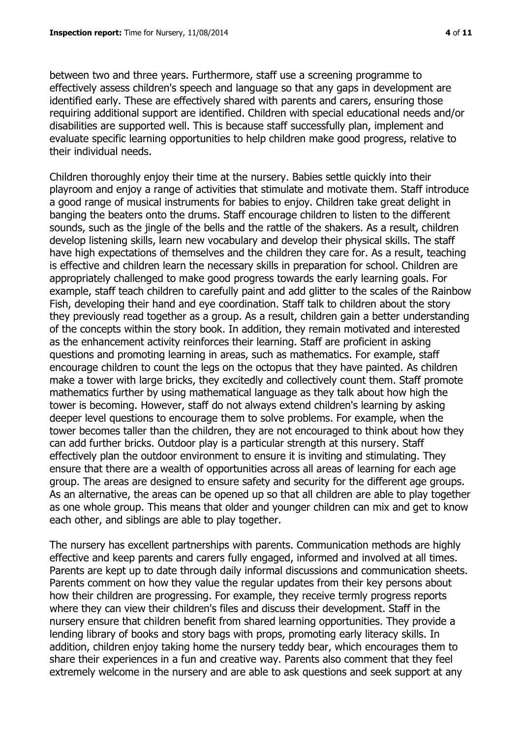between two and three years. Furthermore, staff use a screening programme to effectively assess children's speech and language so that any gaps in development are identified early. These are effectively shared with parents and carers, ensuring those requiring additional support are identified. Children with special educational needs and/or disabilities are supported well. This is because staff successfully plan, implement and evaluate specific learning opportunities to help children make good progress, relative to their individual needs.

Children thoroughly enjoy their time at the nursery. Babies settle quickly into their playroom and enjoy a range of activities that stimulate and motivate them. Staff introduce a good range of musical instruments for babies to enjoy. Children take great delight in banging the beaters onto the drums. Staff encourage children to listen to the different sounds, such as the jingle of the bells and the rattle of the shakers. As a result, children develop listening skills, learn new vocabulary and develop their physical skills. The staff have high expectations of themselves and the children they care for. As a result, teaching is effective and children learn the necessary skills in preparation for school. Children are appropriately challenged to make good progress towards the early learning goals. For example, staff teach children to carefully paint and add glitter to the scales of the Rainbow Fish, developing their hand and eye coordination. Staff talk to children about the story they previously read together as a group. As a result, children gain a better understanding of the concepts within the story book. In addition, they remain motivated and interested as the enhancement activity reinforces their learning. Staff are proficient in asking questions and promoting learning in areas, such as mathematics. For example, staff encourage children to count the legs on the octopus that they have painted. As children make a tower with large bricks, they excitedly and collectively count them. Staff promote mathematics further by using mathematical language as they talk about how high the tower is becoming. However, staff do not always extend children's learning by asking deeper level questions to encourage them to solve problems. For example, when the tower becomes taller than the children, they are not encouraged to think about how they can add further bricks. Outdoor play is a particular strength at this nursery. Staff effectively plan the outdoor environment to ensure it is inviting and stimulating. They ensure that there are a wealth of opportunities across all areas of learning for each age group. The areas are designed to ensure safety and security for the different age groups. As an alternative, the areas can be opened up so that all children are able to play together as one whole group. This means that older and younger children can mix and get to know each other, and siblings are able to play together.

The nursery has excellent partnerships with parents. Communication methods are highly effective and keep parents and carers fully engaged, informed and involved at all times. Parents are kept up to date through daily informal discussions and communication sheets. Parents comment on how they value the regular updates from their key persons about how their children are progressing. For example, they receive termly progress reports where they can view their children's files and discuss their development. Staff in the nursery ensure that children benefit from shared learning opportunities. They provide a lending library of books and story bags with props, promoting early literacy skills. In addition, children enjoy taking home the nursery teddy bear, which encourages them to share their experiences in a fun and creative way. Parents also comment that they feel extremely welcome in the nursery and are able to ask questions and seek support at any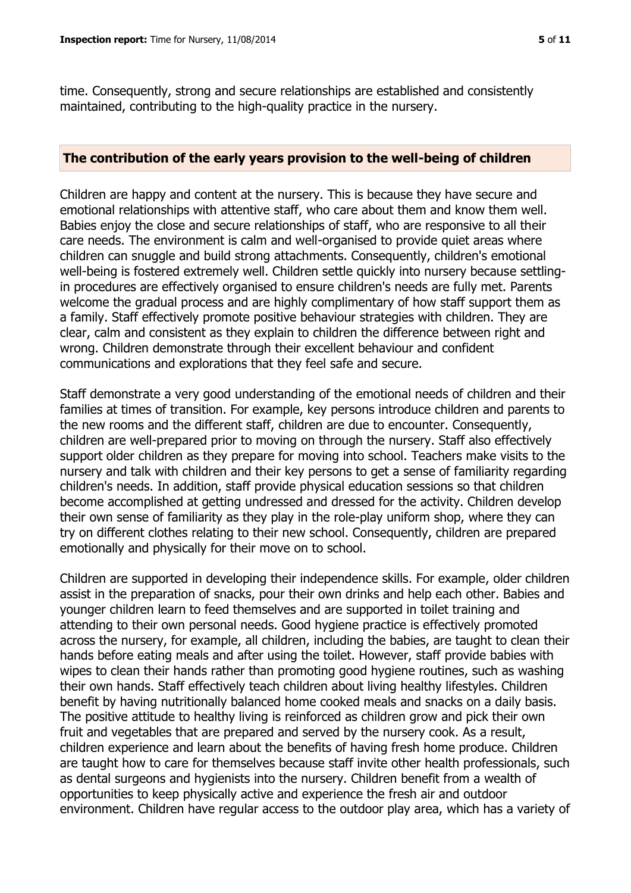time. Consequently, strong and secure relationships are established and consistently maintained, contributing to the high-quality practice in the nursery.

## The contribution of the early years provision to the well-being of children

Children are happy and content at the nursery. This is because they have secure and emotional relationships with attentive staff, who care about them and know them well. Babies enjoy the close and secure relationships of staff, who are responsive to all their care needs. The environment is calm and well-organised to provide quiet areas where children can snuggle and build strong attachments. Consequently, children's emotional well-being is fostered extremely well. Children settle quickly into nursery because settling-in procedures are effectively organised to ensure children's needs are fully met. Parents welcome the gradual process and are highly complimentary of how staff support them as a family. Staff effectively promote positive behaviour strategies with children. They are clear, calm and consistent as they explain to children the difference between right and wrong. Children demonstrate through their excellent behaviour and confident communications and explorations that they feel safe and secure.

Staff demonstrate a very good understanding of the emotional needs of children and their families at times of transition. For example, key persons introduce children and parents to the new rooms and the different staff, children are due to encounter. Consequently, children are well-prepared prior to moving on through the nursery. Staff also effectively support older children as they prepare for moving into school. Teachers make visits to the nursery and talk with children and their key persons to get a sense of familiarity regarding children's needs. In addition, staff provide physical education sessions so that children become accomplished at getting undressed and dressed for the activity. Children develop their own sense of familiarity as they play in the role-play uniform shop, where they can try on different clothes relating to their new school. Consequently, children are prepared emotionally and physically for their move on to school.

Children are supported in developing their independence skills. For example, older children assist in the preparation of snacks, pour their own drinks and help each other. Babies and younger children learn to feed themselves and are supported in toilet training and attending to their own personal needs. Good hygiene practice is effectively promoted across the nursery, for example, all children, including the babies, are taught to clean their hands before eating meals and after using the toilet. However, staff provide babies with wipes to clean their hands rather than promoting good hygiene routines, such as washing their own hands. Staff effectively teach children about living healthy lifestyles. Children benefit by having nutritionally balanced home cooked meals and snacks on a daily basis. The positive attitude to healthy living is reinforced as children grow and pick their own fruit and vegetables that are prepared and served by the nursery cook. As a result, children experience and learn about the benefits of having fresh home produce. Children are taught how to care for themselves because staff invite other health professionals, such as dental surgeons and hygienists into the nursery. Children benefit from a wealth of opportunities to keep physically active and experience the fresh air and outdoor environment. Children have regular access to the outdoor play area, which has a variety of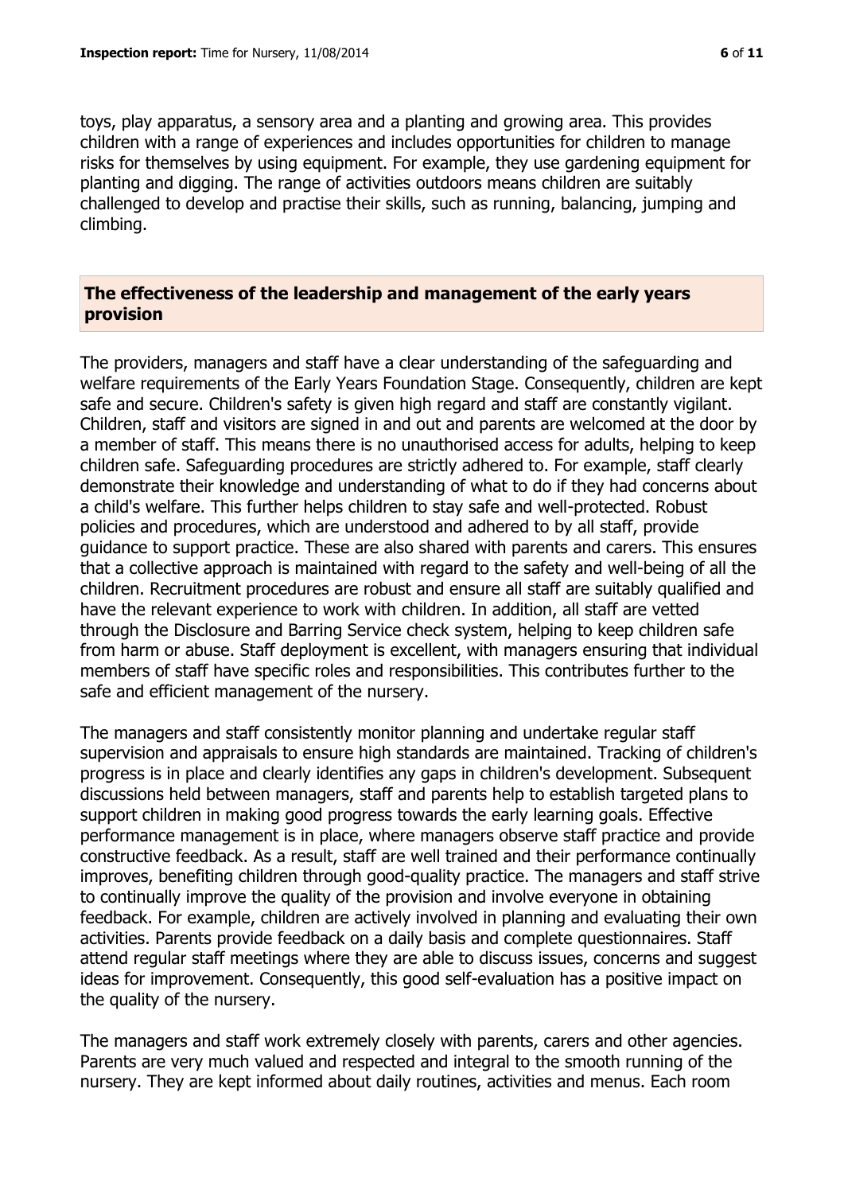toys, play apparatus, a sensory area and a planting and growing area. This provides children with a range of experiences and includes opportunities for children to manage risks for themselves by using equipment. For example, they use gardening equipment for planting and digging. The range of activities outdoors means children are suitably challenged to develop and practise their skills, such as running, balancing, jumping and climbing.

## The effectiveness of the leadership and management of the early years provision

The providers, managers and staff have a clear understanding of the safeguarding and welfare requirements of the Early Years Foundation Stage. Consequently, children are kept safe and secure. Children's safety is given high regard and staff are constantly vigilant. Children, staff and visitors are signed in and out and parents are welcomed at the door by a member of staff. This means there is no unauthorised access for adults, helping to keep children safe. Safeguarding procedures are strictly adhered to. For example, staff clearly demonstrate their knowledge and understanding of what to do if they had concerns about a child's welfare. This further helps children to stay safe and well-protected. Robust policies and procedures, which are understood and adhered to by all staff, provide guidance to support practice. These are also shared with parents and carers. This ensures that a collective approach is maintained with regard to the safety and well-being of all the children. Recruitment procedures are robust and ensure all staff are suitably qualified and have the relevant experience to work with children. In addition, all staff are vetted through the Disclosure and Barring Service check system, helping to keep children safe from harm or abuse. Staff deployment is excellent, with managers ensuring that individual members of staff have specific roles and responsibilities. This contributes further to the safe and efficient management of the nursery.

The managers and staff consistently monitor planning and undertake regular staff supervision and appraisals to ensure high standards are maintained. Tracking of children's progress is in place and clearly identifies any gaps in children's development. Subsequent discussions held between managers, staff and parents help to establish targeted plans to support children in making good progress towards the early learning goals. Effective performance management is in place, where managers observe staff practice and provide constructive feedback. As a result, staff are well trained and their performance continually improves, benefiting children through good-quality practice. The managers and staff strive to continually improve the quality of the provision and involve everyone in obtaining feedback. For example, children are actively involved in planning and evaluating their own activities. Parents provide feedback on a daily basis and complete questionnaires. Staff attend regular staff meetings where they are able to discuss issues, concerns and suggest ideas for improvement. Consequently, this good self-evaluation has a positive impact on the quality of the nursery.

The managers and staff work extremely closely with parents, carers and other agencies. Parents are very much valued and respected and integral to the smooth running of the nursery. They are kept informed about daily routines, activities and menus. Each room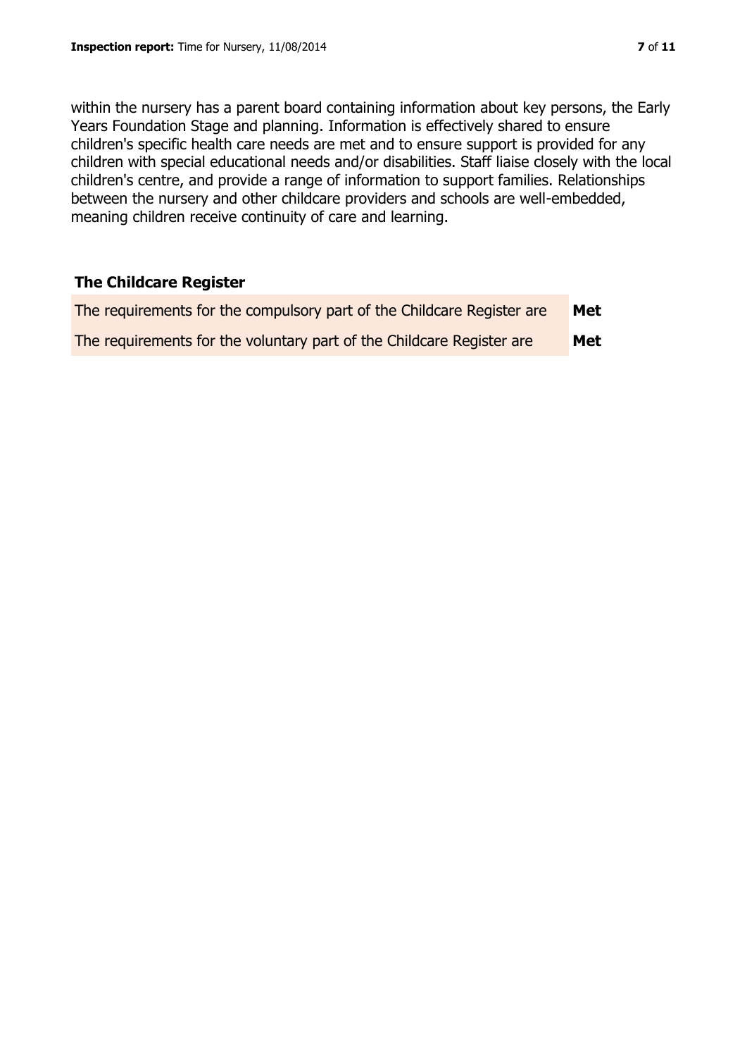within the nursery has a parent board containing information about key persons, the Early Years Foundation Stage and planning. Information is effectively shared to ensure children's specific health care needs are met and to ensure support is provided for any children with special educational needs and/or disabilities. Staff liaise closely with the local children's centre, and provide a range of information to support families. Relationships between the nursery and other childcare providers and schools are well-embedded, meaning children receive continuity of care and learning.

## The Childcare Register

| | |
|---|---|
| The requirements for the compulsory part of the Childcare Register are | **Met** |
| The requirements for the voluntary part of the Childcare Register are | **Met** |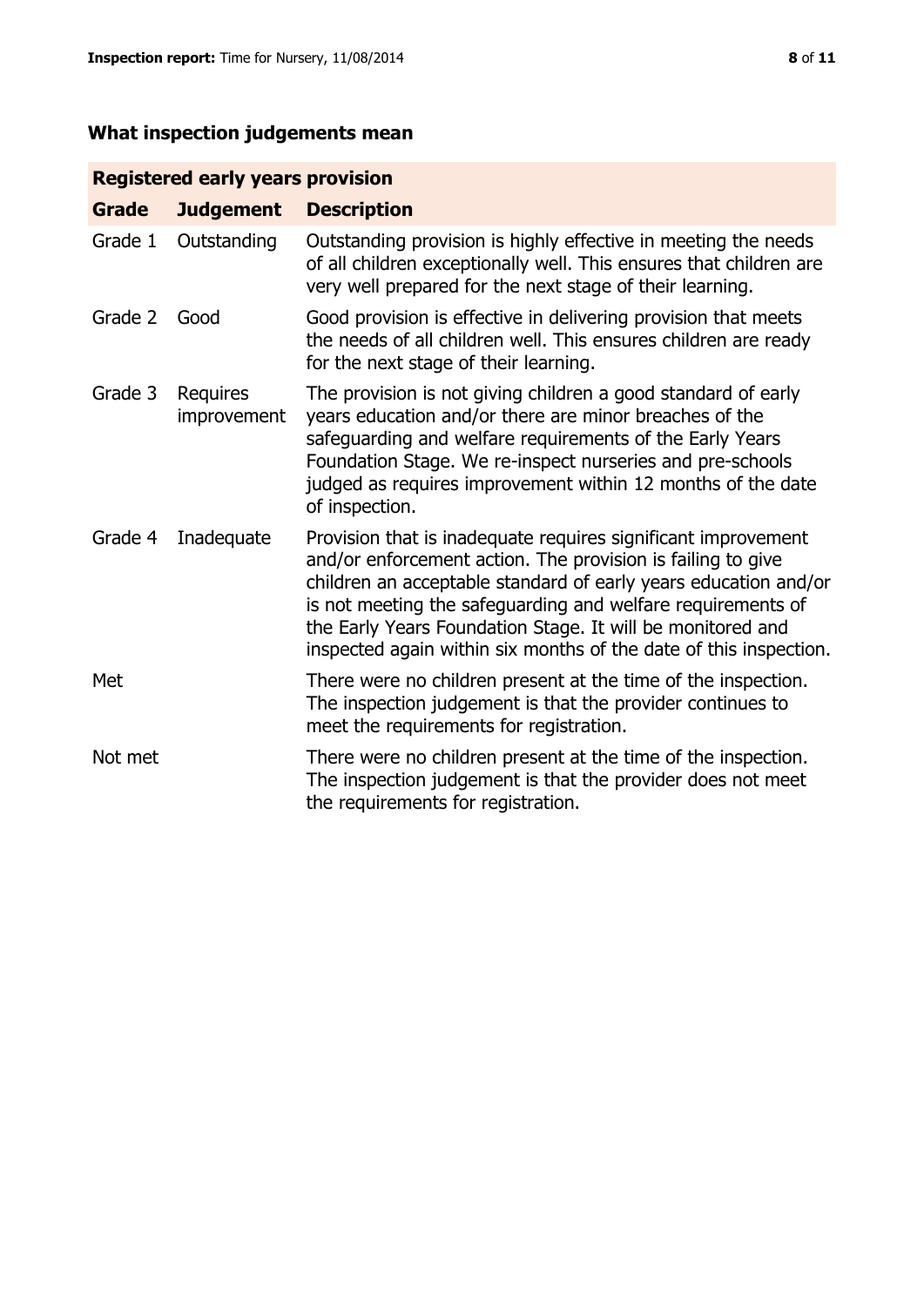## What inspection judgements mean

| Registered early years provision | | |
|---|---|---|
| **Grade** | **Judgement** | **Description** |
| Grade 1 | Outstanding | Outstanding provision is highly effective in meeting the needs of all children exceptionally well. This ensures that children are very well prepared for the next stage of their learning. |
| Grade 2 | Good | Good provision is effective in delivering provision that meets the needs of all children well. This ensures children are ready for the next stage of their learning. |
| Grade 3 | Requires improvement | The provision is not giving children a good standard of early years education and/or there are minor breaches of the safeguarding and welfare requirements of the Early Years Foundation Stage. We re-inspect nurseries and pre-schools judged as requires improvement within 12 months of the date of inspection. |
| Grade 4 | Inadequate | Provision that is inadequate requires significant improvement and/or enforcement action. The provision is failing to give children an acceptable standard of early years education and/or is not meeting the safeguarding and welfare requirements of the Early Years Foundation Stage. It will be monitored and inspected again within six months of the date of this inspection. |
| Met | | There were no children present at the time of the inspection. The inspection judgement is that the provider continues to meet the requirements for registration. |
| Not met | | There were no children present at the time of the inspection. The inspection judgement is that the provider does not meet the requirements for registration. |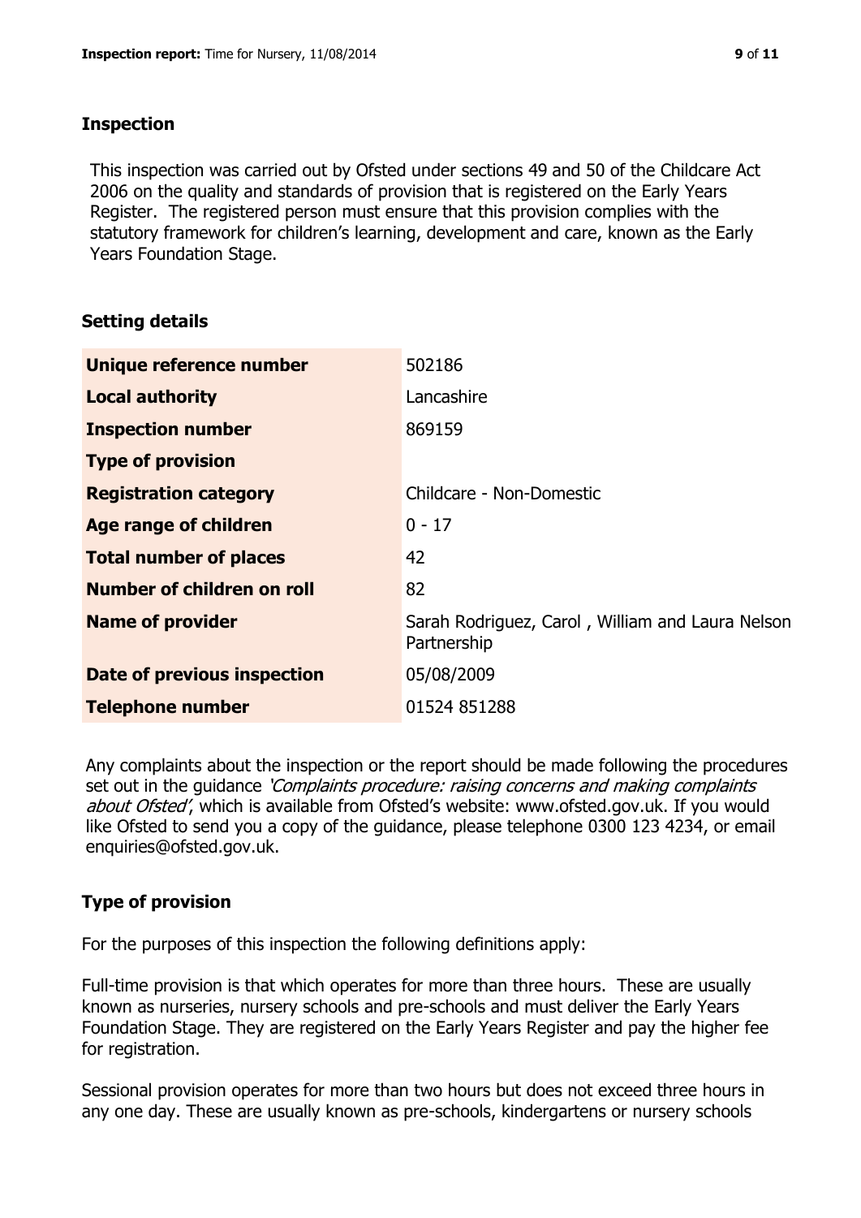## Inspection

This inspection was carried out by Ofsted under sections 49 and 50 of the Childcare Act 2006 on the quality and standards of provision that is registered on the Early Years Register. The registered person must ensure that this provision complies with the statutory framework for children's learning, development and care, known as the Early Years Foundation Stage.

## Setting details

| | |
|---|---|
| **Unique reference number** | 502186 |
| **Local authority** | Lancashire |
| **Inspection number** | 869159 |
| **Type of provision** | |
| **Registration category** | Childcare - Non-Domestic |
| **Age range of children** | 0 - 17 |
| **Total number of places** | 42 |
| **Number of children on roll** | 82 |
| **Name of provider** | Sarah Rodriguez, Carol , William and Laura Nelson Partnership |
| **Date of previous inspection** | 05/08/2009 |
| **Telephone number** | 01524 851288 |

Any complaints about the inspection or the report should be made following the procedures set out in the guidance *'Complaints procedure: raising concerns and making complaints about Ofsted'*, which is available from Ofsted's website: www.ofsted.gov.uk. If you would like Ofsted to send you a copy of the guidance, please telephone 0300 123 4234, or email enquiries@ofsted.gov.uk.

## Type of provision

For the purposes of this inspection the following definitions apply:

Full-time provision is that which operates for more than three hours. These are usually known as nurseries, nursery schools and pre-schools and must deliver the Early Years Foundation Stage. They are registered on the Early Years Register and pay the higher fee for registration.

Sessional provision operates for more than two hours but does not exceed three hours in any one day. These are usually known as pre-schools, kindergartens or nursery schools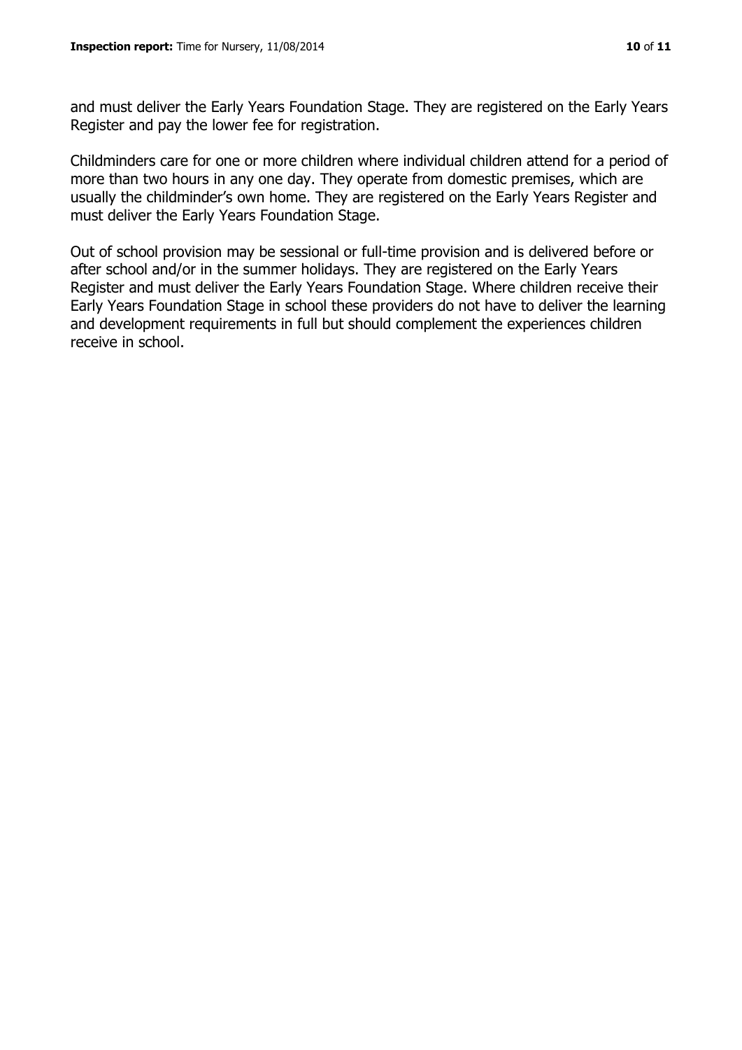and must deliver the Early Years Foundation Stage. They are registered on the Early Years Register and pay the lower fee for registration.

Childminders care for one or more children where individual children attend for a period of more than two hours in any one day. They operate from domestic premises, which are usually the childminder's own home. They are registered on the Early Years Register and must deliver the Early Years Foundation Stage.

Out of school provision may be sessional or full-time provision and is delivered before or after school and/or in the summer holidays. They are registered on the Early Years Register and must deliver the Early Years Foundation Stage. Where children receive their Early Years Foundation Stage in school these providers do not have to deliver the learning and development requirements in full but should complement the experiences children receive in school.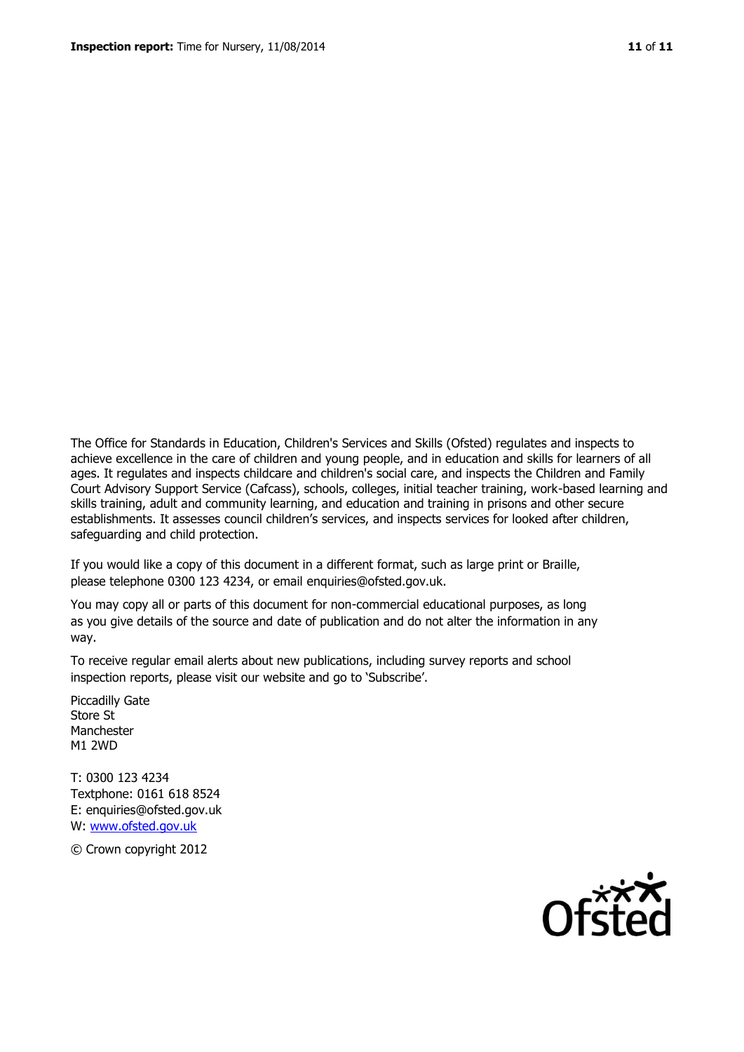The Office for Standards in Education, Children's Services and Skills (Ofsted) regulates and inspects to achieve excellence in the care of children and young people, and in education and skills for learners of all ages. It regulates and inspects childcare and children's social care, and inspects the Children and Family Court Advisory Support Service (Cafcass), schools, colleges, initial teacher training, work-based learning and skills training, adult and community learning, and education and training in prisons and other secure establishments. It assesses council children's services, and inspects services for looked after children, safeguarding and child protection.

If you would like a copy of this document in a different format, such as large print or Braille, please telephone 0300 123 4234, or email enquiries@ofsted.gov.uk.

You may copy all or parts of this document for non-commercial educational purposes, as long as you give details of the source and date of publication and do not alter the information in any way.

To receive regular email alerts about new publications, including survey reports and school inspection reports, please visit our website and go to 'Subscribe'.

Piccadilly Gate
Store St
Manchester
M1 2WD

T: 0300 123 4234
Textphone: 0161 618 8524
E: enquiries@ofsted.gov.uk
W: www.ofsted.gov.uk

© Crown copyright 2012

Ofsted